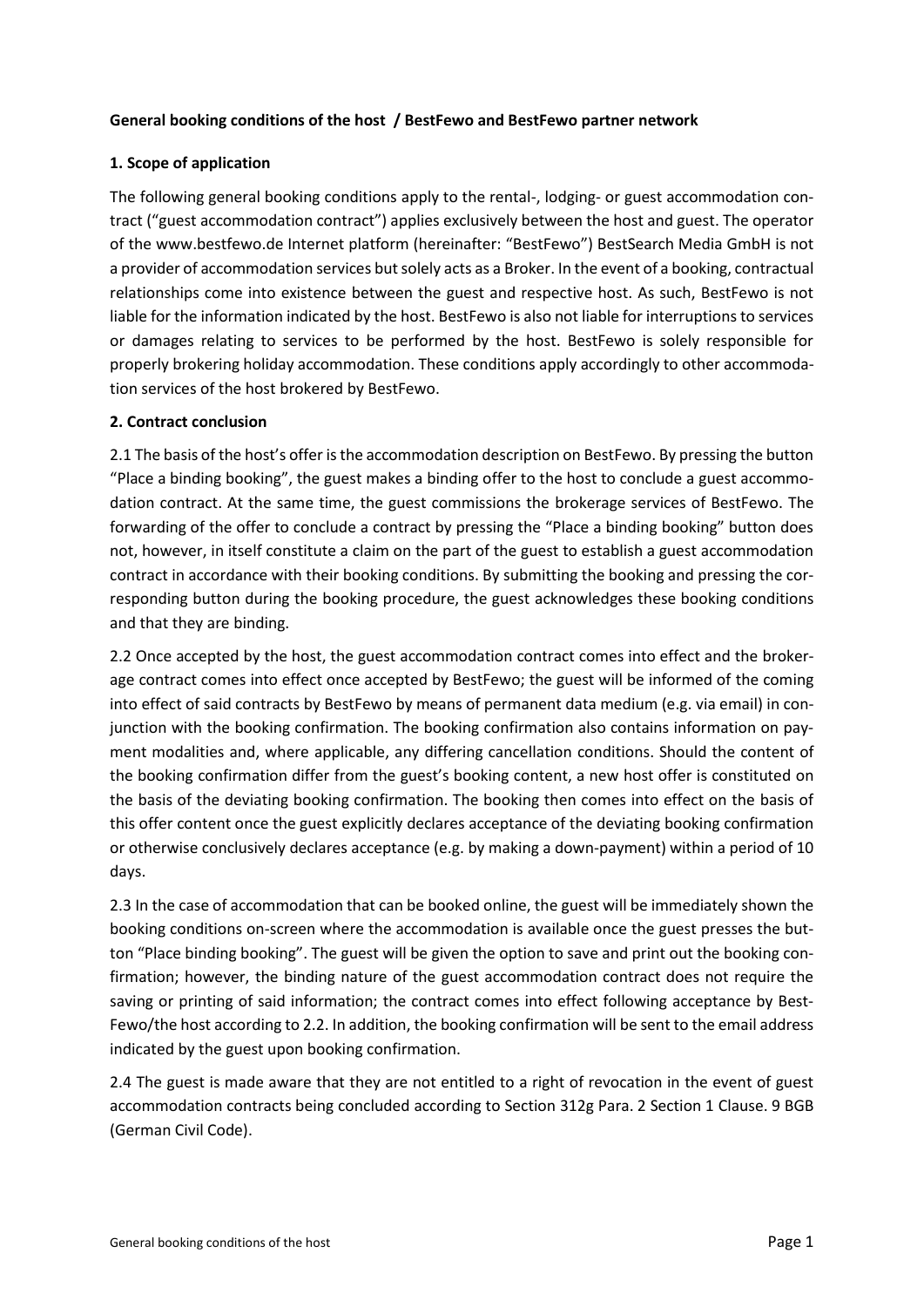**General booking conditions of the host / BestFewo and BestFewo partner network**

**1. Scope of application**

The following general booking conditions apply to the rental-, lodging- or guest accommodation contract ("guest accommodation contract") applies exclusively between the host and guest. The operator of the www.bestfewo.de Internet platform (hereinafter: "BestFewo") BestSearch Media GmbH is not a provider of accommodation services but solely acts as a Broker. In the event of a booking, contractual relationships come into existence between the guest and respective host. As such, BestFewo is not liable for the information indicated by the host. BestFewo is also not liable for interruptions to services or damages relating to services to be performed by the host. BestFewo is solely responsible for properly brokering holiday accommodation. These conditions apply accordingly to other accommodation services of the host brokered by BestFewo.

**2. Contract conclusion**

2.1 The basis of the host's offer is the accommodation description on BestFewo. By pressing the button "Place a binding booking", the guest makes a binding offer to the host to conclude a guest accommodation contract. At the same time, the guest commissions the brokerage services of BestFewo. The forwarding of the offer to conclude a contract by pressing the "Place a binding booking" button does not, however, in itself constitute a claim on the part of the guest to establish a guest accommodation contract in accordance with their booking conditions. By submitting the booking and pressing the corresponding button during the booking procedure, the guest acknowledges these booking conditions and that they are binding.

2.2 Once accepted by the host, the guest accommodation contract comes into effect and the brokerage contract comes into effect once accepted by BestFewo; the guest will be informed of the coming into effect of said contracts by BestFewo by means of permanent data medium (e.g. via email) in conjunction with the booking confirmation. The booking confirmation also contains information on payment modalities and, where applicable, any differing cancellation conditions. Should the content of the booking confirmation differ from the guest's booking content, a new host offer is constituted on the basis of the deviating booking confirmation. The booking then comes into effect on the basis of this offer content once the guest explicitly declares acceptance of the deviating booking confirmation or otherwise conclusively declares acceptance (e.g. by making a down-payment) within a period of 10 days.

2.3 In the case of accommodation that can be booked online, the guest will be immediately shown the booking conditions on-screen where the accommodation is available once the guest presses the button "Place binding booking". The guest will be given the option to save and print out the booking confirmation; however, the binding nature of the guest accommodation contract does not require the saving or printing of said information; the contract comes into effect following acceptance by BestFewo/the host according to 2.2. In addition, the booking confirmation will be sent to the email address indicated by the guest upon booking confirmation.

2.4 The guest is made aware that they are not entitled to a right of revocation in the event of guest accommodation contracts being concluded according to Section 312g Para. 2 Section 1 Clause. 9 BGB (German Civil Code).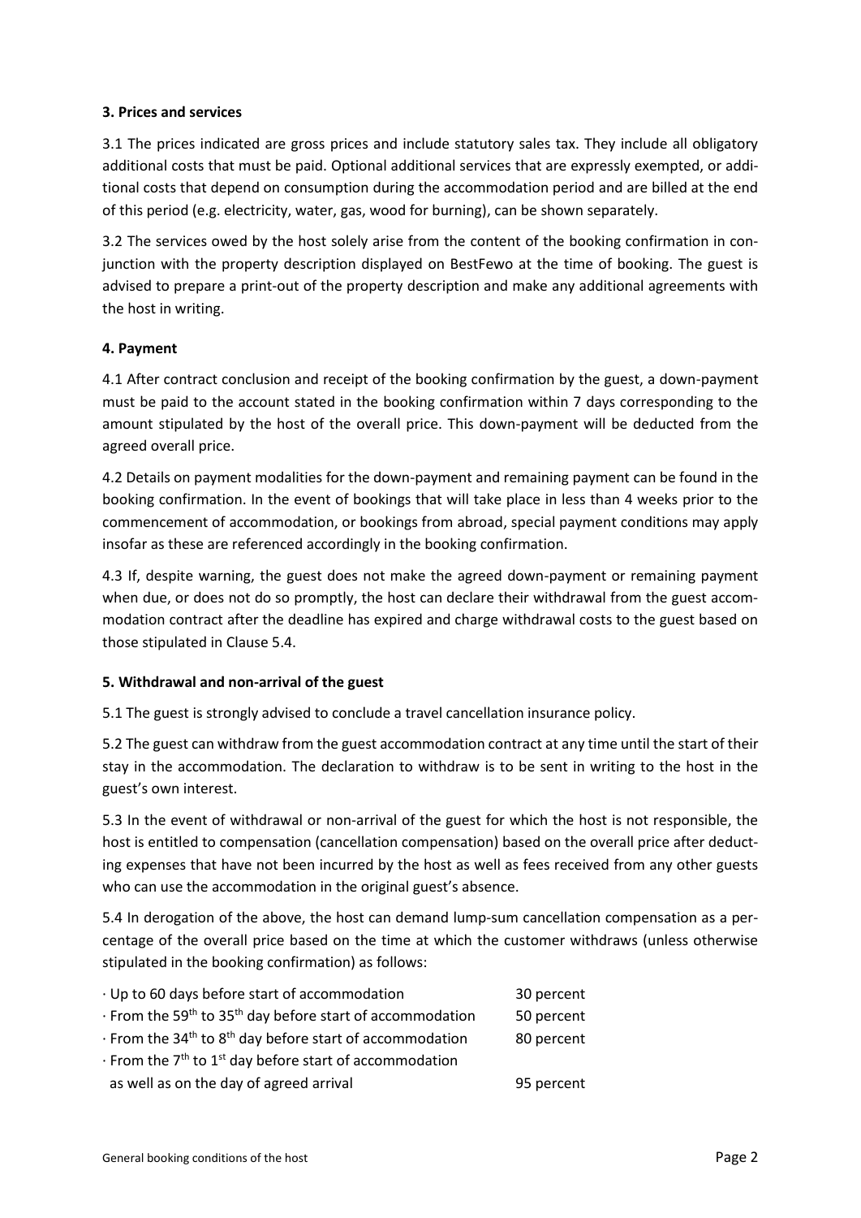### 3. Prices and services

3.1 The prices indicated are gross prices and include statutory sales tax. They include all obligatory additional costs that must be paid. Optional additional services that are expressly exempted, or additional costs that depend on consumption during the accommodation period and are billed at the end of this period (e.g. electricity, water, gas, wood for burning), can be shown separately.

3.2 The services owed by the host solely arise from the content of the booking confirmation in conjunction with the property description displayed on BestFewo at the time of booking. The guest is advised to prepare a print-out of the property description and make any additional agreements with the host in writing.

### 4. Payment

4.1 After contract conclusion and receipt of the booking confirmation by the guest, a down-payment must be paid to the account stated in the booking confirmation within 7 days corresponding to the amount stipulated by the host of the overall price. This down-payment will be deducted from the agreed overall price.

4.2 Details on payment modalities for the down-payment and remaining payment can be found in the booking confirmation. In the event of bookings that will take place in less than 4 weeks prior to the commencement of accommodation, or bookings from abroad, special payment conditions may apply insofar as these are referenced accordingly in the booking confirmation.

4.3 If, despite warning, the guest does not make the agreed down-payment or remaining payment when due, or does not do so promptly, the host can declare their withdrawal from the guest accommodation contract after the deadline has expired and charge withdrawal costs to the guest based on those stipulated in Clause 5.4.

### 5. Withdrawal and non-arrival of the guest

5.1 The guest is strongly advised to conclude a travel cancellation insurance policy.

5.2 The guest can withdraw from the guest accommodation contract at any time until the start of their stay in the accommodation. The declaration to withdraw is to be sent in writing to the host in the guest's own interest.

5.3 In the event of withdrawal or non-arrival of the guest for which the host is not responsible, the host is entitled to compensation (cancellation compensation) based on the overall price after deducting expenses that have not been incurred by the host as well as fees received from any other guests who can use the accommodation in the original guest's absence.

5.4 In derogation of the above, the host can demand lump-sum cancellation compensation as a percentage of the overall price based on the time at which the customer withdraws (unless otherwise stipulated in the booking confirmation) as follows:

| | |
|---|---|
| · Up to 60 days before start of accommodation | 30 percent |
| · From the 59th to 35th day before start of accommodation | 50 percent |
| · From the 34th to 8th day before start of accommodation | 80 percent |
| · From the 7th to 1st day before start of accommodation as well as on the day of agreed arrival | 95 percent |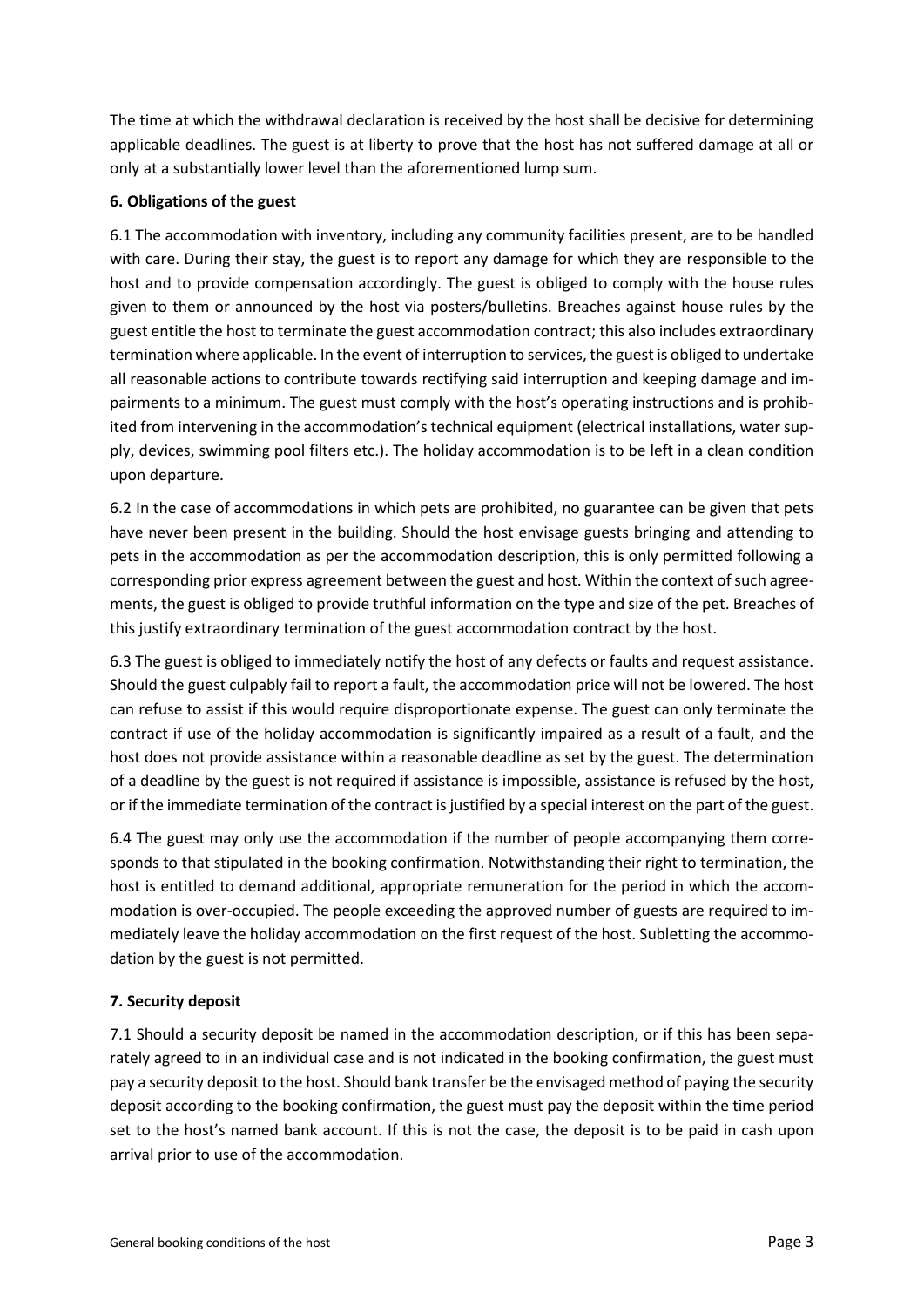The time at which the withdrawal declaration is received by the host shall be decisive for determining applicable deadlines. The guest is at liberty to prove that the host has not suffered damage at all or only at a substantially lower level than the aforementioned lump sum.

## 6. Obligations of the guest

6.1 The accommodation with inventory, including any community facilities present, are to be handled with care. During their stay, the guest is to report any damage for which they are responsible to the host and to provide compensation accordingly. The guest is obliged to comply with the house rules given to them or announced by the host via posters/bulletins. Breaches against house rules by the guest entitle the host to terminate the guest accommodation contract; this also includes extraordinary termination where applicable. In the event of interruption to services, the guest is obliged to undertake all reasonable actions to contribute towards rectifying said interruption and keeping damage and impairments to a minimum. The guest must comply with the host's operating instructions and is prohibited from intervening in the accommodation's technical equipment (electrical installations, water supply, devices, swimming pool filters etc.). The holiday accommodation is to be left in a clean condition upon departure.

6.2 In the case of accommodations in which pets are prohibited, no guarantee can be given that pets have never been present in the building. Should the host envisage guests bringing and attending to pets in the accommodation as per the accommodation description, this is only permitted following a corresponding prior express agreement between the guest and host. Within the context of such agreements, the guest is obliged to provide truthful information on the type and size of the pet. Breaches of this justify extraordinary termination of the guest accommodation contract by the host.

6.3 The guest is obliged to immediately notify the host of any defects or faults and request assistance. Should the guest culpably fail to report a fault, the accommodation price will not be lowered. The host can refuse to assist if this would require disproportionate expense. The guest can only terminate the contract if use of the holiday accommodation is significantly impaired as a result of a fault, and the host does not provide assistance within a reasonable deadline as set by the guest. The determination of a deadline by the guest is not required if assistance is impossible, assistance is refused by the host, or if the immediate termination of the contract is justified by a special interest on the part of the guest.

6.4 The guest may only use the accommodation if the number of people accompanying them corresponds to that stipulated in the booking confirmation. Notwithstanding their right to termination, the host is entitled to demand additional, appropriate remuneration for the period in which the accommodation is over-occupied. The people exceeding the approved number of guests are required to immediately leave the holiday accommodation on the first request of the host. Subletting the accommodation by the guest is not permitted.

## 7. Security deposit

7.1 Should a security deposit be named in the accommodation description, or if this has been separately agreed to in an individual case and is not indicated in the booking confirmation, the guest must pay a security deposit to the host. Should bank transfer be the envisaged method of paying the security deposit according to the booking confirmation, the guest must pay the deposit within the time period set to the host's named bank account. If this is not the case, the deposit is to be paid in cash upon arrival prior to use of the accommodation.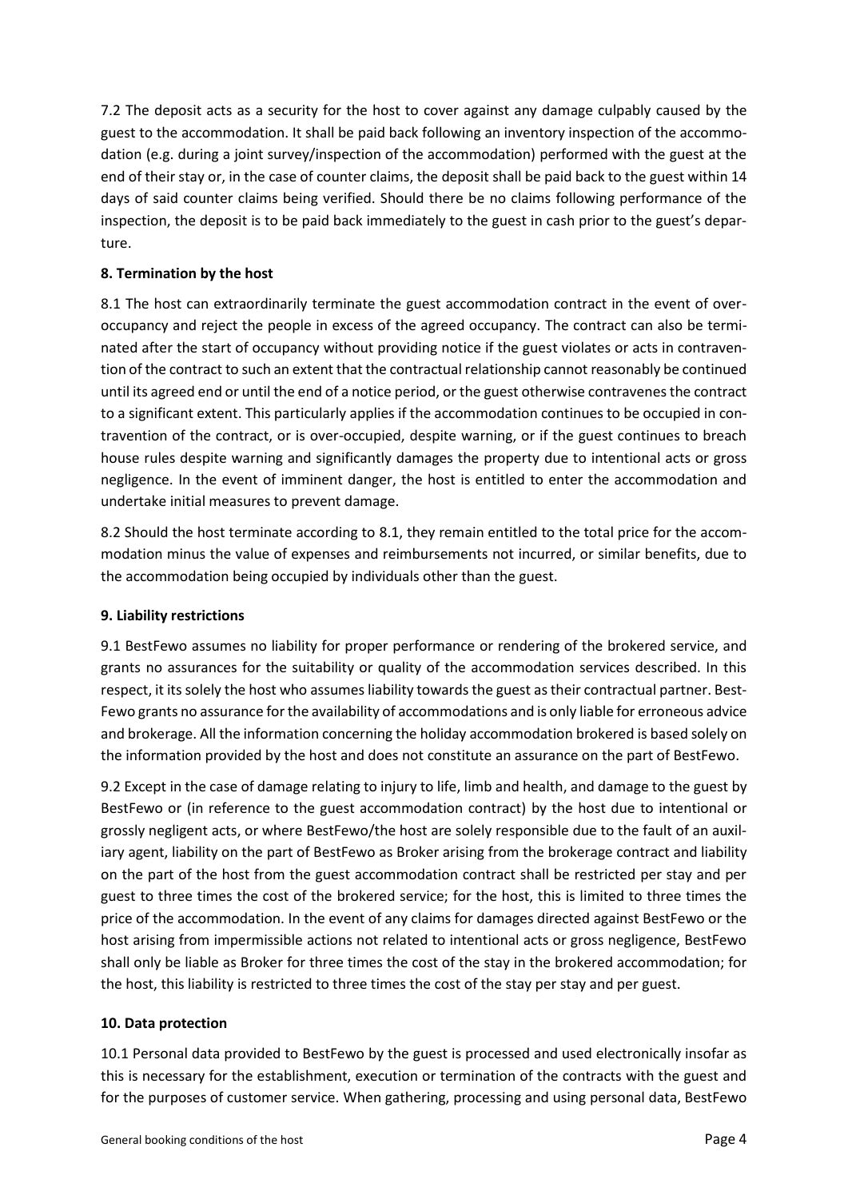7.2 The deposit acts as a security for the host to cover against any damage culpably caused by the guest to the accommodation. It shall be paid back following an inventory inspection of the accommodation (e.g. during a joint survey/inspection of the accommodation) performed with the guest at the end of their stay or, in the case of counter claims, the deposit shall be paid back to the guest within 14 days of said counter claims being verified. Should there be no claims following performance of the inspection, the deposit is to be paid back immediately to the guest in cash prior to the guest's departure.

### 8. Termination by the host

8.1 The host can extraordinarily terminate the guest accommodation contract in the event of over-occupancy and reject the people in excess of the agreed occupancy. The contract can also be terminated after the start of occupancy without providing notice if the guest violates or acts in contravention of the contract to such an extent that the contractual relationship cannot reasonably be continued until its agreed end or until the end of a notice period, or the guest otherwise contravenes the contract to a significant extent. This particularly applies if the accommodation continues to be occupied in contravention of the contract, or is over-occupied, despite warning, or if the guest continues to breach house rules despite warning and significantly damages the property due to intentional acts or gross negligence. In the event of imminent danger, the host is entitled to enter the accommodation and undertake initial measures to prevent damage.

8.2 Should the host terminate according to 8.1, they remain entitled to the total price for the accommodation minus the value of expenses and reimbursements not incurred, or similar benefits, due to the accommodation being occupied by individuals other than the guest.

### 9. Liability restrictions

9.1 BestFewo assumes no liability for proper performance or rendering of the brokered service, and grants no assurances for the suitability or quality of the accommodation services described. In this respect, it its solely the host who assumes liability towards the guest as their contractual partner. BestFewo grants no assurance for the availability of accommodations and is only liable for erroneous advice and brokerage. All the information concerning the holiday accommodation brokered is based solely on the information provided by the host and does not constitute an assurance on the part of BestFewo.

9.2 Except in the case of damage relating to injury to life, limb and health, and damage to the guest by BestFewo or (in reference to the guest accommodation contract) by the host due to intentional or grossly negligent acts, or where BestFewo/the host are solely responsible due to the fault of an auxiliary agent, liability on the part of BestFewo as Broker arising from the brokerage contract and liability on the part of the host from the guest accommodation contract shall be restricted per stay and per guest to three times the cost of the brokered service; for the host, this is limited to three times the price of the accommodation. In the event of any claims for damages directed against BestFewo or the host arising from impermissible actions not related to intentional acts or gross negligence, BestFewo shall only be liable as Broker for three times the cost of the stay in the brokered accommodation; for the host, this liability is restricted to three times the cost of the stay per stay and per guest.

### 10. Data protection

10.1 Personal data provided to BestFewo by the guest is processed and used electronically insofar as this is necessary for the establishment, execution or termination of the contracts with the guest and for the purposes of customer service. When gathering, processing and using personal data, BestFewo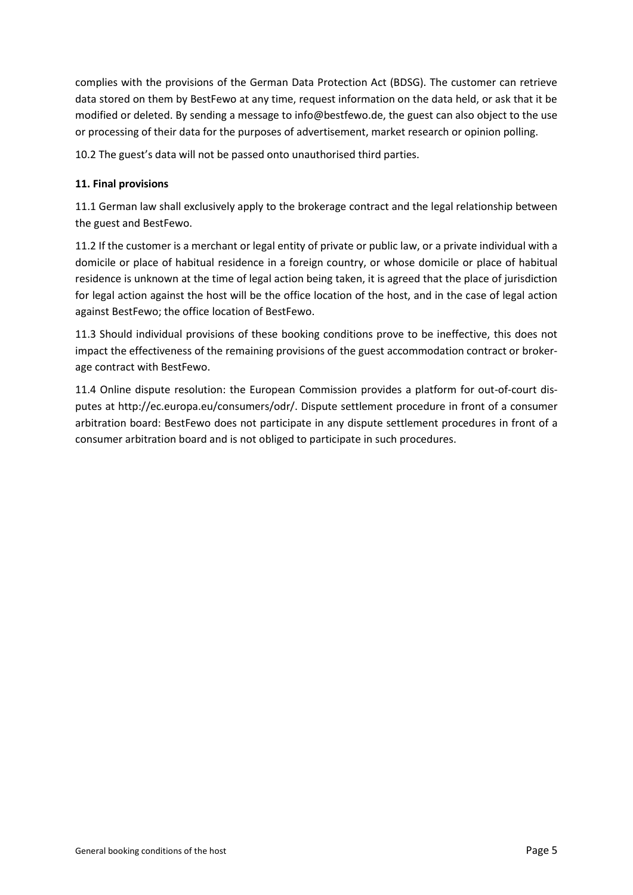complies with the provisions of the German Data Protection Act (BDSG). The customer can retrieve data stored on them by BestFewo at any time, request information on the data held, or ask that it be modified or deleted. By sending a message to info@bestfewo.de, the guest can also object to the use or processing of their data for the purposes of advertisement, market research or opinion polling.

10.2 The guest's data will not be passed onto unauthorised third parties.

**11. Final provisions**

11.1 German law shall exclusively apply to the brokerage contract and the legal relationship between the guest and BestFewo.

11.2 If the customer is a merchant or legal entity of private or public law, or a private individual with a domicile or place of habitual residence in a foreign country, or whose domicile or place of habitual residence is unknown at the time of legal action being taken, it is agreed that the place of jurisdiction for legal action against the host will be the office location of the host, and in the case of legal action against BestFewo; the office location of BestFewo.

11.3 Should individual provisions of these booking conditions prove to be ineffective, this does not impact the effectiveness of the remaining provisions of the guest accommodation contract or brokerage contract with BestFewo.

11.4 Online dispute resolution: the European Commission provides a platform for out-of-court disputes at http://ec.europa.eu/consumers/odr/. Dispute settlement procedure in front of a consumer arbitration board: BestFewo does not participate in any dispute settlement procedures in front of a consumer arbitration board and is not obliged to participate in such procedures.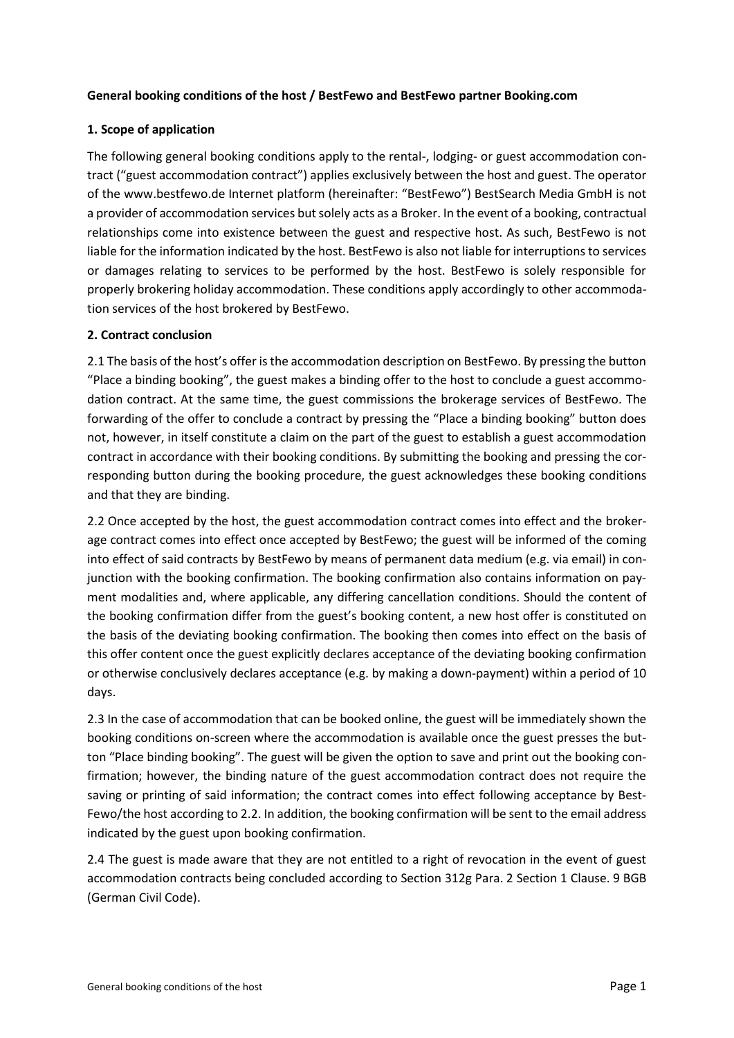**General booking conditions of the host / BestFewo and BestFewo partner Booking.com**

**1. Scope of application**

The following general booking conditions apply to the rental-, lodging- or guest accommodation contract ("guest accommodation contract") applies exclusively between the host and guest. The operator of the www.bestfewo.de Internet platform (hereinafter: "BestFewo") BestSearch Media GmbH is not a provider of accommodation services but solely acts as a Broker. In the event of a booking, contractual relationships come into existence between the guest and respective host. As such, BestFewo is not liable for the information indicated by the host. BestFewo is also not liable for interruptions to services or damages relating to services to be performed by the host. BestFewo is solely responsible for properly brokering holiday accommodation. These conditions apply accordingly to other accommodation services of the host brokered by BestFewo.

**2. Contract conclusion**

2.1 The basis of the host's offer is the accommodation description on BestFewo. By pressing the button "Place a binding booking", the guest makes a binding offer to the host to conclude a guest accommodation contract. At the same time, the guest commissions the brokerage services of BestFewo. The forwarding of the offer to conclude a contract by pressing the "Place a binding booking" button does not, however, in itself constitute a claim on the part of the guest to establish a guest accommodation contract in accordance with their booking conditions. By submitting the booking and pressing the corresponding button during the booking procedure, the guest acknowledges these booking conditions and that they are binding.

2.2 Once accepted by the host, the guest accommodation contract comes into effect and the brokerage contract comes into effect once accepted by BestFewo; the guest will be informed of the coming into effect of said contracts by BestFewo by means of permanent data medium (e.g. via email) in conjunction with the booking confirmation. The booking confirmation also contains information on payment modalities and, where applicable, any differing cancellation conditions. Should the content of the booking confirmation differ from the guest's booking content, a new host offer is constituted on the basis of the deviating booking confirmation. The booking then comes into effect on the basis of this offer content once the guest explicitly declares acceptance of the deviating booking confirmation or otherwise conclusively declares acceptance (e.g. by making a down-payment) within a period of 10 days.

2.3 In the case of accommodation that can be booked online, the guest will be immediately shown the booking conditions on-screen where the accommodation is available once the guest presses the button "Place binding booking". The guest will be given the option to save and print out the booking confirmation; however, the binding nature of the guest accommodation contract does not require the saving or printing of said information; the contract comes into effect following acceptance by BestFewo/the host according to 2.2. In addition, the booking confirmation will be sent to the email address indicated by the guest upon booking confirmation.

2.4 The guest is made aware that they are not entitled to a right of revocation in the event of guest accommodation contracts being concluded according to Section 312g Para. 2 Section 1 Clause. 9 BGB (German Civil Code).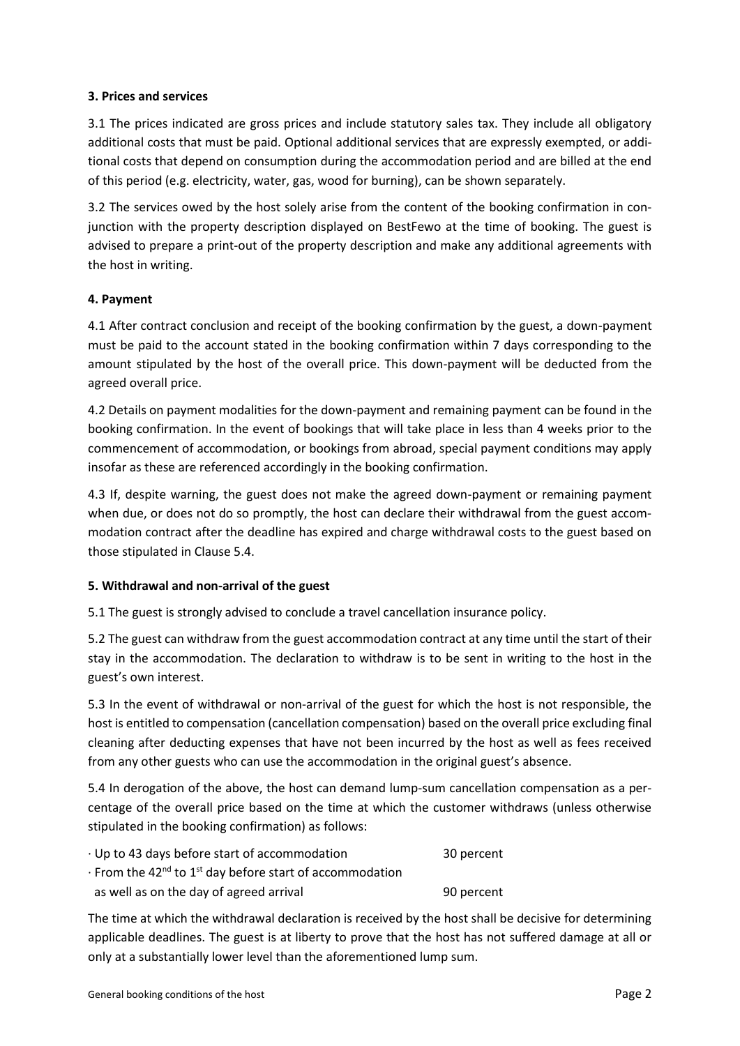### 3. Prices and services

3.1 The prices indicated are gross prices and include statutory sales tax. They include all obligatory additional costs that must be paid. Optional additional services that are expressly exempted, or additional costs that depend on consumption during the accommodation period and are billed at the end of this period (e.g. electricity, water, gas, wood for burning), can be shown separately.

3.2 The services owed by the host solely arise from the content of the booking confirmation in conjunction with the property description displayed on BestFewo at the time of booking. The guest is advised to prepare a print-out of the property description and make any additional agreements with the host in writing.

### 4. Payment

4.1 After contract conclusion and receipt of the booking confirmation by the guest, a down-payment must be paid to the account stated in the booking confirmation within 7 days corresponding to the amount stipulated by the host of the overall price. This down-payment will be deducted from the agreed overall price.

4.2 Details on payment modalities for the down-payment and remaining payment can be found in the booking confirmation. In the event of bookings that will take place in less than 4 weeks prior to the commencement of accommodation, or bookings from abroad, special payment conditions may apply insofar as these are referenced accordingly in the booking confirmation.

4.3 If, despite warning, the guest does not make the agreed down-payment or remaining payment when due, or does not do so promptly, the host can declare their withdrawal from the guest accommodation contract after the deadline has expired and charge withdrawal costs to the guest based on those stipulated in Clause 5.4.

### 5. Withdrawal and non-arrival of the guest

5.1 The guest is strongly advised to conclude a travel cancellation insurance policy.

5.2 The guest can withdraw from the guest accommodation contract at any time until the start of their stay in the accommodation. The declaration to withdraw is to be sent in writing to the host in the guest's own interest.

5.3 In the event of withdrawal or non-arrival of the guest for which the host is not responsible, the host is entitled to compensation (cancellation compensation) based on the overall price excluding final cleaning after deducting expenses that have not been incurred by the host as well as fees received from any other guests who can use the accommodation in the original guest's absence.

5.4 In derogation of the above, the host can demand lump-sum cancellation compensation as a percentage of the overall price based on the time at which the customer withdraws (unless otherwise stipulated in the booking confirmation) as follows:

| | |
|---|---|
| · Up to 43 days before start of accommodation | 30 percent |
| · From the 42nd to 1st day before start of accommodation as well as on the day of agreed arrival | 90 percent |

The time at which the withdrawal declaration is received by the host shall be decisive for determining applicable deadlines. The guest is at liberty to prove that the host has not suffered damage at all or only at a substantially lower level than the aforementioned lump sum.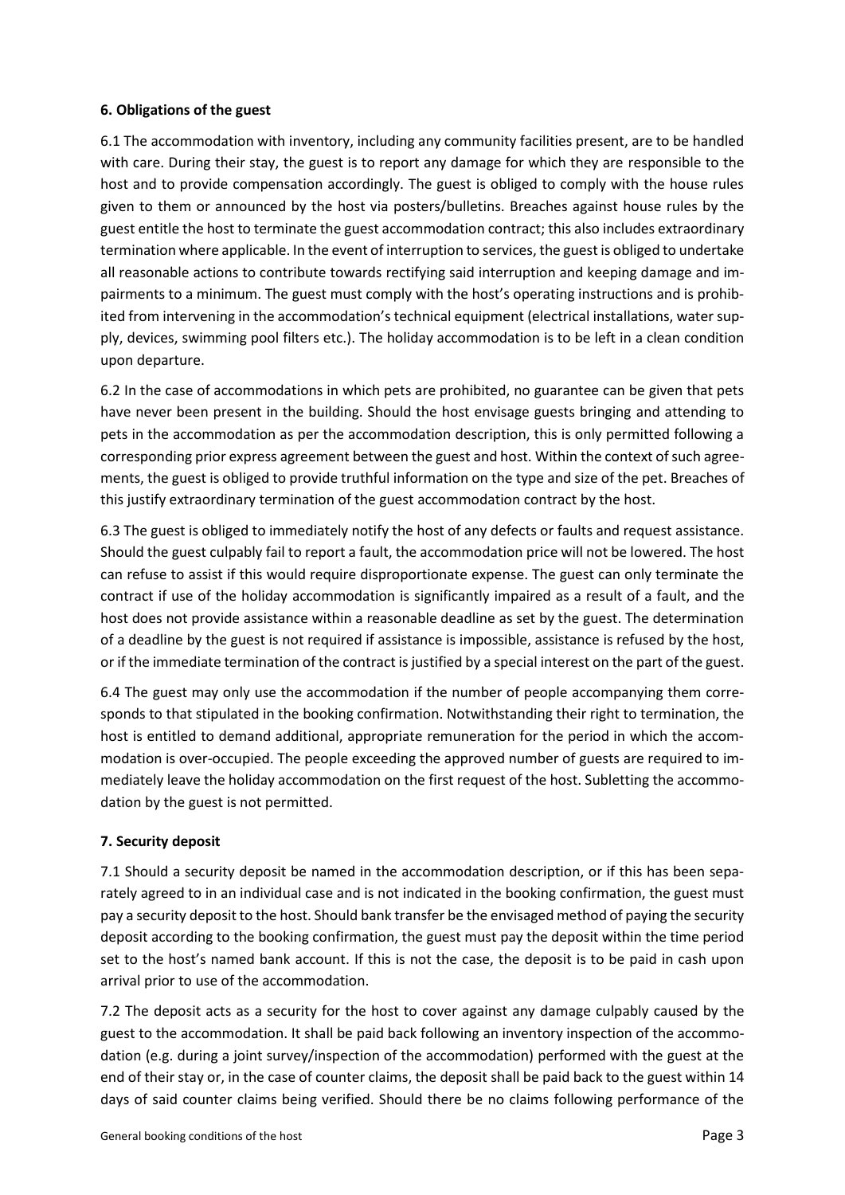### 6. Obligations of the guest

6.1 The accommodation with inventory, including any community facilities present, are to be handled with care. During their stay, the guest is to report any damage for which they are responsible to the host and to provide compensation accordingly. The guest is obliged to comply with the house rules given to them or announced by the host via posters/bulletins. Breaches against house rules by the guest entitle the host to terminate the guest accommodation contract; this also includes extraordinary termination where applicable. In the event of interruption to services, the guest is obliged to undertake all reasonable actions to contribute towards rectifying said interruption and keeping damage and impairments to a minimum. The guest must comply with the host's operating instructions and is prohibited from intervening in the accommodation's technical equipment (electrical installations, water supply, devices, swimming pool filters etc.). The holiday accommodation is to be left in a clean condition upon departure.

6.2 In the case of accommodations in which pets are prohibited, no guarantee can be given that pets have never been present in the building. Should the host envisage guests bringing and attending to pets in the accommodation as per the accommodation description, this is only permitted following a corresponding prior express agreement between the guest and host. Within the context of such agreements, the guest is obliged to provide truthful information on the type and size of the pet. Breaches of this justify extraordinary termination of the guest accommodation contract by the host.

6.3 The guest is obliged to immediately notify the host of any defects or faults and request assistance. Should the guest culpably fail to report a fault, the accommodation price will not be lowered. The host can refuse to assist if this would require disproportionate expense. The guest can only terminate the contract if use of the holiday accommodation is significantly impaired as a result of a fault, and the host does not provide assistance within a reasonable deadline as set by the guest. The determination of a deadline by the guest is not required if assistance is impossible, assistance is refused by the host, or if the immediate termination of the contract is justified by a special interest on the part of the guest.

6.4 The guest may only use the accommodation if the number of people accompanying them corresponds to that stipulated in the booking confirmation. Notwithstanding their right to termination, the host is entitled to demand additional, appropriate remuneration for the period in which the accommodation is over-occupied. The people exceeding the approved number of guests are required to immediately leave the holiday accommodation on the first request of the host. Subletting the accommodation by the guest is not permitted.

### 7. Security deposit

7.1 Should a security deposit be named in the accommodation description, or if this has been separately agreed to in an individual case and is not indicated in the booking confirmation, the guest must pay a security deposit to the host. Should bank transfer be the envisaged method of paying the security deposit according to the booking confirmation, the guest must pay the deposit within the time period set to the host's named bank account. If this is not the case, the deposit is to be paid in cash upon arrival prior to use of the accommodation.

7.2 The deposit acts as a security for the host to cover against any damage culpably caused by the guest to the accommodation. It shall be paid back following an inventory inspection of the accommodation (e.g. during a joint survey/inspection of the accommodation) performed with the guest at the end of their stay or, in the case of counter claims, the deposit shall be paid back to the guest within 14 days of said counter claims being verified. Should there be no claims following performance of the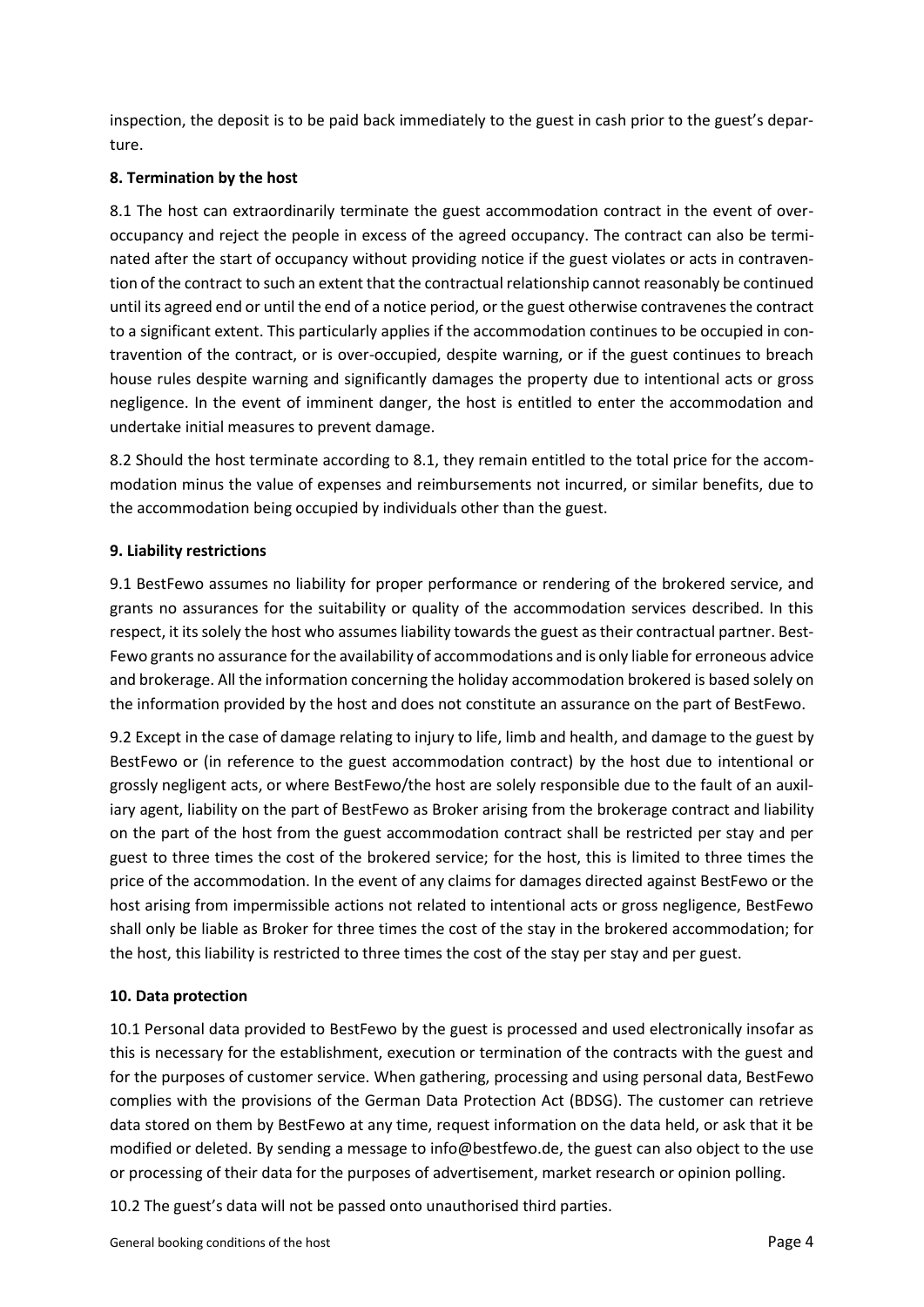inspection, the deposit is to be paid back immediately to the guest in cash prior to the guest's departure.

**8. Termination by the host**

8.1 The host can extraordinarily terminate the guest accommodation contract in the event of over-occupancy and reject the people in excess of the agreed occupancy. The contract can also be terminated after the start of occupancy without providing notice if the guest violates or acts in contravention of the contract to such an extent that the contractual relationship cannot reasonably be continued until its agreed end or until the end of a notice period, or the guest otherwise contravenes the contract to a significant extent. This particularly applies if the accommodation continues to be occupied in contravention of the contract, or is over-occupied, despite warning, or if the guest continues to breach house rules despite warning and significantly damages the property due to intentional acts or gross negligence. In the event of imminent danger, the host is entitled to enter the accommodation and undertake initial measures to prevent damage.

8.2 Should the host terminate according to 8.1, they remain entitled to the total price for the accommodation minus the value of expenses and reimbursements not incurred, or similar benefits, due to the accommodation being occupied by individuals other than the guest.

**9. Liability restrictions**

9.1 BestFewo assumes no liability for proper performance or rendering of the brokered service, and grants no assurances for the suitability or quality of the accommodation services described. In this respect, it its solely the host who assumes liability towards the guest as their contractual partner. BestFewo grants no assurance for the availability of accommodations and is only liable for erroneous advice and brokerage. All the information concerning the holiday accommodation brokered is based solely on the information provided by the host and does not constitute an assurance on the part of BestFewo.

9.2 Except in the case of damage relating to injury to life, limb and health, and damage to the guest by BestFewo or (in reference to the guest accommodation contract) by the host due to intentional or grossly negligent acts, or where BestFewo/the host are solely responsible due to the fault of an auxiliary agent, liability on the part of BestFewo as Broker arising from the brokerage contract and liability on the part of the host from the guest accommodation contract shall be restricted per stay and per guest to three times the cost of the brokered service; for the host, this is limited to three times the price of the accommodation. In the event of any claims for damages directed against BestFewo or the host arising from impermissible actions not related to intentional acts or gross negligence, BestFewo shall only be liable as Broker for three times the cost of the stay in the brokered accommodation; for the host, this liability is restricted to three times the cost of the stay per stay and per guest.

**10. Data protection**

10.1 Personal data provided to BestFewo by the guest is processed and used electronically insofar as this is necessary for the establishment, execution or termination of the contracts with the guest and for the purposes of customer service. When gathering, processing and using personal data, BestFewo complies with the provisions of the German Data Protection Act (BDSG). The customer can retrieve data stored on them by BestFewo at any time, request information on the data held, or ask that it be modified or deleted. By sending a message to info@bestfewo.de, the guest can also object to the use or processing of their data for the purposes of advertisement, market research or opinion polling.

10.2 The guest's data will not be passed onto unauthorised third parties.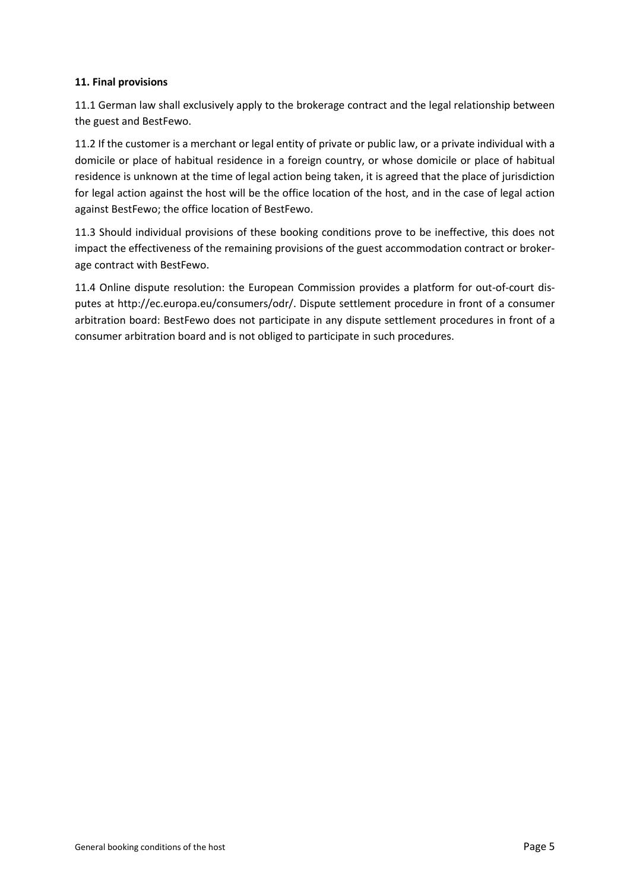**11. Final provisions**

11.1 German law shall exclusively apply to the brokerage contract and the legal relationship between the guest and BestFewo.

11.2 If the customer is a merchant or legal entity of private or public law, or a private individual with a domicile or place of habitual residence in a foreign country, or whose domicile or place of habitual residence is unknown at the time of legal action being taken, it is agreed that the place of jurisdiction for legal action against the host will be the office location of the host, and in the case of legal action against BestFewo; the office location of BestFewo.

11.3 Should individual provisions of these booking conditions prove to be ineffective, this does not impact the effectiveness of the remaining provisions of the guest accommodation contract or brokerage contract with BestFewo.

11.4 Online dispute resolution: the European Commission provides a platform for out-of-court disputes at http://ec.europa.eu/consumers/odr/. Dispute settlement procedure in front of a consumer arbitration board: BestFewo does not participate in any dispute settlement procedures in front of a consumer arbitration board and is not obliged to participate in such procedures.